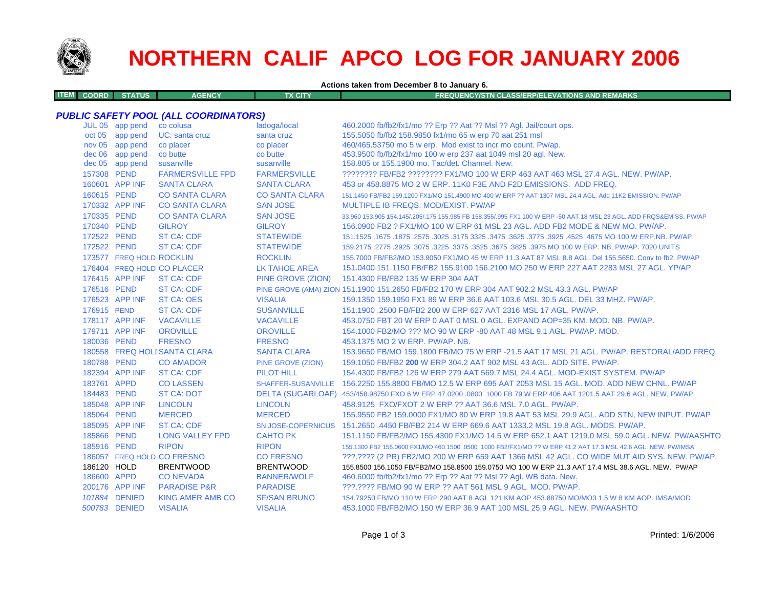# NORTHERN CALIF APCO LOG FOR JANUARY 2006

**Actions taken from December 8 to January 6.**

| ITEM | COORD | STATUS | AGENCY | TX CITY | FREQUENCY/STN CLASS/ERP/ELEVATIONS AND REMARKS |
|---|---|---|---|---|---|

## *PUBLIC SAFETY POOL (ALL COORDINATORS)*

| ITEM | COORD | STATUS | AGENCY | TX CITY | FREQUENCY/STN CLASS/ERP/ELEVATIONS AND REMARKS |
|---|---|---|---|---|---|
| | JUL 05 | app pend | co colusa | ladoga/local | 460.2000 fb/fb2/fx1/mo ?? Erp ?? Aat ?? Msl ?? Agl. Jail/court ops. |
| | oct 05 | app pend | UC: santa cruz | santa cruz | 155.5050 fb/fb2 158.9850 fx1/mo 65 w erp 70 aat 251 msl |
| | nov 05 | app pend | co placer | co placer | 460/465.53750 mo 5 w erp. Mod exist to incr mo count. Pw/ap. |
| | dec 06 | app pend | co butte | co butte | 453.9500 fb/fb2/fx1/mo 100 w erp 237 aat 1049 msl 20 agl. New. |
| | dec 05 | app pend | susanville | susanville | 158.805 or 155.1900 mo. Tac/det. Channel. New. |
| | 157308 | PEND | FARMERSVILLE FPD | FARMERSVILLE | ???????? FB/FB2 ???????? FX1/MO 100 W ERP 463 AAT 463 MSL 27.4 AGL. NEW. PW/AP. |
| | 160601 | APP INF | SANTA CLARA | SANTA CLARA | 453 or 458.8875 MO 2 W ERP. 11K0 F3E AND F2D EMISSIONS. ADD FREQ. |
| | 160615 | PEND | CO SANTA CLARA | CO SANTA CLARA | 151.1450 FB/FB2 159.1200 FX1/MO 151.4900 MO 400 W ERP ?? AAT 1307 MSL 24.4 AGL. Add 11K2 EMISSION. PW/AP |
| | 170332 | APP INF | CO SANTA CLARA | SAN JOSE | MULTIPLE IB FREQS. MOD/EXIST. PW/AP |
| | 170335 | PEND | CO SANTA CLARA | SAN JOSE | 33.960 153.905 154.145/.205/.175 155.985 FB 158.355/.995 FX1 100 W ERP -50 AAT 18 MSL 23 AGL. ADD FRQS&EMISS. PW/AP |
| | 170340 | PEND | GILROY | GILROY | 156.0900 FB2 ? FX1/MO 100 W ERP 61 MSL 23 AGL. ADD FB2 MODE & NEW MO. PW/AP. |
| | 172522 | PEND | ST CA: CDF | STATEWIDE | 151.1525 .1675 .1875 .2575 .3025 .3175 3325 .3475 .3625 .3775 .3925 .4525 .4675 MO 100 W ERP.NB. PW/AP |
| | 172522 | PEND | ST CA: CDF | STATEWIDE | 159.2175 .2775 .2925 .3075 .3225 .3375 .3525 .3675 .3825 .3975 MO 100 W ERP. NB. PW/AP. 7020 UNITS |
| | 173577 | FREQ HOLD | ROCKLIN | ROCKLIN | 155.7000 FB/FB2/MO 153.9050 FX1/MO 45 W ERP 11.3 AAT 87 MSL 8.8 AGL. Del 155.5650. Conv to fb2. PW/AP |
| | 176404 | FREQ HOLD | CO PLACER | LK TAHOE AREA | ~~151.0400~~ 151.1150 FB/FB2 155.9100 156.2100 MO 250 W ERP 227 AAT 2283 MSL 27 AGL. YP/AP |
| | 176415 | APP INF | ST CA: CDF | PINE GROVE (ZION) | 151.4300 FB/FB2 135 W ERP 304 AAT |
| | 176516 | PEND | ST CA: CDF | PINE GROVE (AMA) ZION | 151.1900 151.2650 FB/FB2 170 W ERP 304 AAT 902.2 MSL 43.3 AGL. PW/AP |
| | 176523 | APP INF | ST CA: OES | VISALIA | 159.1350 159.1950 FX1 89 W ERP 36.6 AAT 103.6 MSL 30.5 AGL. DEL 33 MHZ. PW/AP. |
| | 176915 | PEND | ST CA: CDF | SUSANVILLE | 151.1900 .2500 FB/FB2 200 W ERP 627 AAT 2316 MSL 17 AGL. PW/AP. |
| | 178117 | APP INF | VACAVILLE | VACAVILLE | 453.0750 FBT 20 W ERP 0 AAT 0 MSL 0 AGL. EXPAND AOP=35 KM. MOD. NB. PW/AP. |
| | 179711 | APP INF | OROVILLE | OROVILLE | 154.1000 FB2/MO ??? MO 90 W ERP -80 AAT 48 MSL 9.1 AGL. PW/AP. MOD. |
| | 180036 | PEND | FRESNO | FRESNO | 453.1375 MO 2 W ERP. PW/AP. NB. |
| | 180558 | FREQ HOLD | SANTA CLARA | SANTA CLARA | 153.9650 FB/MO 159.1800 FB/MO 75 W ERP -21.5 AAT 17 MSL 21 AGL. PW/AP. RESTORAL/ADD FREQ. |
| | 180788 | PEND | CO AMADOR | PINE GROVE (ZION) | 159.1050 FB/FB2 **200** W ERP 304.2 AAT 902 MSL 43 AGL. ADD SITE. PW/AP. |
| | 182394 | APP INF | ST CA: CDF | PILOT HILL | 154.4300 FB/FB2 126 W ERP 279 AAT 569.7 MSL 24.4 AGL. MOD-EXIST SYSTEM. PW/AP |
| | 183761 | APPD | CO LASSEN | SHAFFER-SUSANVILLE | 156.2250 155.8800 FB/MO 12.5 W ERP 695 AAT 2053 MSL 15 AGL. MOD. ADD NEW CHNL. PW/AP |
| | 184483 | PEND | ST CA: DOT | DELTA (SUGARLOAF) | 453/458.98750 FXO 6 W ERP 47.0200 .0800 .1000 FB 79 W ERP 406 AAT 1201.5 AAT 29.6 AGL. NEW. PW/AP |
| | 185048 | APP INF | LINCOLN | LINCOLN | 458.9125 FXO/FXOT 2 W ERP ?? AAT 36.6 MSL 7.0 AGL. PW/AP. |
| | 185064 | PEND | MERCED | MERCED | 155.9550 FB2 159.0000 FX1/MO 80 W ERP 19.8 AAT 53 MSL 29.9 AGL. ADD STN, NEW INPUT. PW/AP |
| | 185095 | APP INF | ST CA: CDF | SN JOSE-COPERNICUS | 151.2650 .4450 FB/FB2 214 W ERP 669.6 AAT 1333.2 MSL 19.8 AGL. MODS. PW/AP. |
| | 185866 | PEND | LONG VALLEY FPD | CAHTO PK | 151.1150 FB/FB2/MO 155.4300 FX1/MO 14.5 W ERP 652.1 AAT 1219.0 MSL 59.0 AGL. NEW. PW/AASHTO |
| | 185916 | PEND | RIPON | RIPON | 155.1300 FB2 156.0600 FX1/MO 460.1500 .0500 .1000 FB2/FX1/MO ?? W ERP 41.2 AAT 17.3 MSL 42.6 AGL. NEW. PW/IMSA |
| | 186057 | FREQ HOLD | CO FRESNO | CO FRESNO | ???.???? (2 PR) FB2/MO 200 W ERP 659 AAT 1366 MSL 42 AGL. CO WIDE MUT AID SYS. NEW. PW/AP. |
| | 186120 | HOLD | BRENTWOOD | BRENTWOOD | 155.8500 156.1050 FB/FB2/MO 158.8500 159.0750 MO 100 W ERP 21.3 AAT 17.4 MSL 38.6 AGL. NEW. PW/AP |
| | 186600 | APPD | CO NEVADA | BANNER/WOLF | 460.6000 fb/fb2/fx1/mo ?? Erp ?? Aat ?? Msl ?? Agl. WB data. New. |
| | 200176 | APP INF | PARADISE P&R | PARADISE | ???.???? FB/MO 90 W ERP ?? AAT 561 MSL 9 AGL. MOD. PW/AP. |
| | *101884* | DENIED | KING AMER AMB CO | SF/SAN BRUNO | 154.79250 FB/MO 110 W ERP 290 AAT 8 AGL 121 KM AOP 453.88750 MO/MO3 1.5 W 8 KM AOP. IMSA/MOD |
| | *500783* | DENIED | VISALIA | VISALIA | 453.1000 FB/FB2/MO 150 W ERP 36.9 AAT 100 MSL 25.9 AGL. NEW. PW/AASHTO |

Printed: 1/6/2006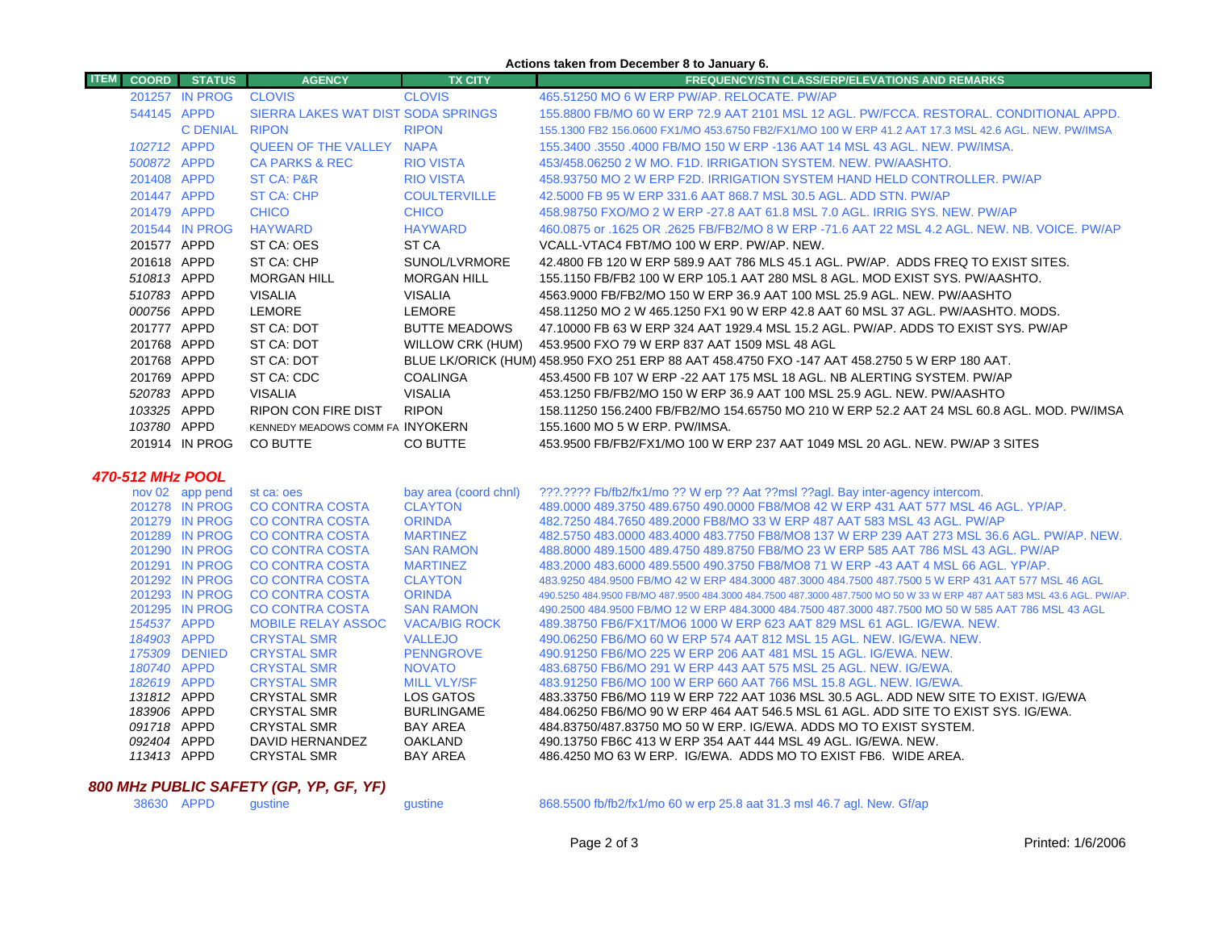**Actions taken from December 8 to January 6.**

| ITEM | COORD | STATUS | AGENCY | TX CITY | FREQUENCY/STN CLASS/ERP/ELEVATIONS AND REMARKS |
|---|---|---|---|---|---|
| | 201257 | IN PROG | CLOVIS | CLOVIS | 465.51250 MO 6 W ERP PW/AP. RELOCATE. PW/AP |
| | 544145 | APPD | SIERRA LAKES WAT DIST | SODA SPRINGS | 155.8800 FB/MO 60 W ERP 72.9 AAT 2101 MSL 12 AGL. PW/FCCA. RESTORAL. CONDITIONAL APPD. |
| | | C DENIAL | RIPON | RIPON | 155.1300 FB2 156.0600 FX1/MO 453.6750 FB2/FX1/MO 100 W ERP 41.2 AAT 17.3 MSL 42.6 AGL. NEW. PW/IMSA |
| | 102712 | APPD | QUEEN OF THE VALLEY | NAPA | 155.3400 .3550 .4000 FB/MO 150 W ERP -136 AAT 14 MSL 43 AGL. NEW. PW/IMSA. |
| | 500872 | APPD | CA PARKS & REC | RIO VISTA | 453/458.06250 2 W MO. F1D. IRRIGATION SYSTEM. NEW. PW/AASHTO. |
| | 201408 | APPD | ST CA: P&R | RIO VISTA | 458.93750 MO 2 W ERP F2D. IRRIGATION SYSTEM HAND HELD CONTROLLER. PW/AP |
| | 201447 | APPD | ST CA: CHP | COULTERVILLE | 42.5000 FB 95 W ERP 331.6 AAT 868.7 MSL 30.5 AGL. ADD STN. PW/AP |
| | 201479 | APPD | CHICO | CHICO | 458.98750 FXO/MO 2 W ERP -27.8 AAT 61.8 MSL 7.0 AGL. IRRIG SYS. NEW. PW/AP |
| | 201544 | IN PROG | HAYWARD | HAYWARD | 460.0875 or .1625 OR .2625 FB/FB2/MO 8 W ERP -71.6 AAT 22 MSL 4.2 AGL. NEW. NB. VOICE. PW/AP |
| | 201577 | APPD | ST CA: OES | ST CA | VCALL-VTAC4 FBT/MO 100 W ERP. PW/AP. NEW. |
| | 201618 | APPD | ST CA: CHP | SUNOL/LVRMORE | 42.4800 FB 120 W ERP 589.9 AAT 786 MLS 45.1 AGL. PW/AP. ADDS FREQ TO EXIST SITES. |
| | 510813 | APPD | MORGAN HILL | MORGAN HILL | 155.1150 FB/FB2 100 W ERP 105.1 AAT 280 MSL 8 AGL. MOD EXIST SYS. PW/AASHTO. |
| | 510783 | APPD | VISALIA | VISALIA | 4563.9000 FB/FB2/MO 150 W ERP 36.9 AAT 100 MSL 25.9 AGL. NEW. PW/AASHTO |
| | 000756 | APPD | LEMORE | LEMORE | 458.11250 MO 2 W 465.1250 FX1 90 W ERP 42.8 AAT 60 MSL 37 AGL. PW/AASHTO. MODS. |
| | 201777 | APPD | ST CA: DOT | BUTTE MEADOWS | 47.10000 FB 63 W ERP 324 AAT 1929.4 MSL 15.2 AGL. PW/AP. ADDS TO EXIST SYS. PW/AP |
| | 201768 | APPD | ST CA: DOT | WILLOW CRK (HUM) | 453.9500 FXO 79 W ERP 837 AAT 1509 MSL 48 AGL |
| | 201768 | APPD | ST CA: DOT | BLUE LK/ORICK (HUM) | 458.950 FXO 251 ERP 88 AAT 458.4750 FXO -147 AAT 458.2750 5 W ERP 180 AAT. |
| | 201769 | APPD | ST CA: CDC | COALINGA | 453.4500 FB 107 W ERP -22 AAT 175 MSL 18 AGL. NB ALERTING SYSTEM. PW/AP |
| | 520783 | APPD | VISALIA | VISALIA | 453.1250 FB/FB2/MO 150 W ERP 36.9 AAT 100 MSL 25.9 AGL. NEW. PW/AASHTO |
| | 103325 | APPD | RIPON CON FIRE DIST | RIPON | 158.11250 156.2400 FB/FB2/MO 154.65750 MO 210 W ERP 52.2 AAT 24 MSL 60.8 AGL. MOD. PW/IMSA |
| | 103780 | APPD | KENNEDY MEADOWS COMM FA | INYOKERN | 155.1600 MO 5 W ERP. PW/IMSA. |
| | 201914 | IN PROG | CO BUTTE | CO BUTTE | 453.9500 FB/FB2/FX1/MO 100 W ERP 237 AAT 1049 MSL 20 AGL. NEW. PW/AP 3 SITES |

## *470-512 MHz POOL*

| COORD | STATUS | AGENCY | TX CITY | FREQUENCY/STN CLASS/ERP/ELEVATIONS AND REMARKS |
|---|---|---|---|---|
| nov 02 | app pend | st ca: oes | bay area (coord chnl) | ???.???? Fb/fb2/fx1/mo ?? W erp ?? Aat ??msl ??agl. Bay inter-agency intercom. |
| 201278 | IN PROG | CO CONTRA COSTA | CLAYTON | 489.0000 489.3750 489.6750 490.0000 FB8/MO8 42 W ERP 431 AAT 577 MSL 46 AGL. YP/AP. |
| 201279 | IN PROG | CO CONTRA COSTA | ORINDA | 482.7250 484.7650 489.2000 FB8/MO 33 W ERP 487 AAT 583 MSL 43 AGL. PW/AP |
| 201289 | IN PROG | CO CONTRA COSTA | MARTINEZ | 482.5750 483.0000 483.4000 483.7750 FB8/MO8 137 W ERP 239 AAT 273 MSL 36.6 AGL. PW/AP. NEW. |
| 201290 | IN PROG | CO CONTRA COSTA | SAN RAMON | 488.8000 489.1500 489.4750 489.8750 FB8/MO 23 W ERP 585 AAT 786 MSL 43 AGL. PW/AP |
| 201291 | IN PROG | CO CONTRA COSTA | MARTINEZ | 483.2000 483.6000 489.5500 490.3750 FB8/MO8 71 W ERP -43 AAT 4 MSL 66 AGL. YP/AP. |
| 201292 | IN PROG | CO CONTRA COSTA | CLAYTON | 483.9250 484.9500 FB/MO 42 W ERP 484.3000 487.3000 484.7500 487.7500 5 W ERP 431 AAT 577 MSL 46 AGL |
| 201293 | IN PROG | CO CONTRA COSTA | ORINDA | 490.5250 484.9500 FB/MO 487.9500 484.3000 484.7500 487.3000 487.7500 MO 50 W 33 W ERP 487 AAT 583 MSL 43.6 AGL. PW/AP. |
| 201295 | IN PROG | CO CONTRA COSTA | SAN RAMON | 490.2500 484.9500 FB/MO 12 W ERP 484.3000 484.7500 487.3000 487.7500 MO 50 W 585 AAT 786 MSL 43 AGL |
| 154537 | APPD | MOBILE RELAY ASSOC | VACA/BIG ROCK | 489.38750 FB6/FX1T/MO6 1000 W ERP 623 AAT 829 MSL 61 AGL. IG/EWA. NEW. |
| 184903 | APPD | CRYSTAL SMR | VALLEJO | 490.06250 FB6/MO 60 W ERP 574 AAT 812 MSL 15 AGL. NEW. IG/EWA. NEW. |
| 175309 | DENIED | CRYSTAL SMR | PENNGROVE | 490.91250 FB6/MO 225 W ERP 206 AAT 481 MSL 15 AGL. IG/EWA. NEW. |
| 180740 | APPD | CRYSTAL SMR | NOVATO | 483.68750 FB6/MO 291 W ERP 443 AAT 575 MSL 25 AGL. NEW. IG/EWA. |
| 182619 | APPD | CRYSTAL SMR | MILL VLY/SF | 483.91250 FB6/MO 100 W ERP 660 AAT 766 MSL 15.8 AGL. NEW. IG/EWA. |
| 131812 | APPD | CRYSTAL SMR | LOS GATOS | 483.33750 FB6/MO 119 W ERP 722 AAT 1036 MSL 30.5 AGL. ADD NEW SITE TO EXIST. IG/EWA |
| 183906 | APPD | CRYSTAL SMR | BURLINGAME | 484.06250 FB6/MO 90 W ERP 464 AAT 546.5 MSL 61 AGL. ADD SITE TO EXIST SYS. IG/EWA. |
| 091718 | APPD | CRYSTAL SMR | BAY AREA | 484.83750/487.83750 MO 50 W ERP. IG/EWA. ADDS MO TO EXIST SYSTEM. |
| 092404 | APPD | DAVID HERNANDEZ | OAKLAND | 490.13750 FB6C 413 W ERP 354 AAT 444 MSL 49 AGL. IG/EWA. NEW. |
| 113413 | APPD | CRYSTAL SMR | BAY AREA | 486.4250 MO 63 W ERP. IG/EWA. ADDS MO TO EXIST FB6. WIDE AREA. |

## *800 MHz PUBLIC SAFETY (GP, YP, GF, YF)*

| COORD | STATUS | AGENCY | TX CITY | FREQUENCY/STN CLASS/ERP/ELEVATIONS AND REMARKS |
|---|---|---|---|---|
| 38630 | APPD | gustine | gustine | 868.5500 fb/fb2/fx1/mo 60 w erp 25.8 aat 31.3 msl 46.7 agl. New. Gf/ap |

Printed: 1/6/2006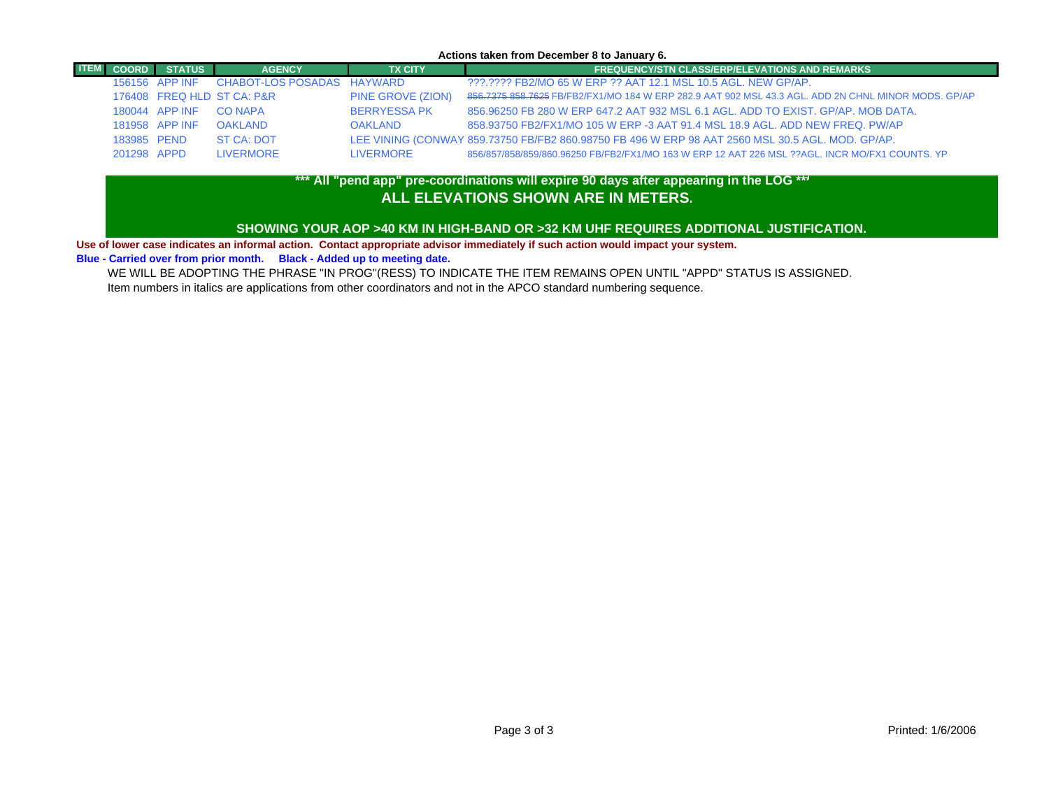**Actions taken from December 8 to January 6.**

| ITEM | COORD | STATUS | AGENCY | TX CITY | FREQUENCY/STN CLASS/ERP/ELEVATIONS AND REMARKS |
|---|---|---|---|---|---|
| | 156156 | APP INF | CHABOT-LOS POSADAS | HAYWARD | ???.???? FB2/MO 65 W ERP ?? AAT 12.1 MSL 10.5 AGL. NEW GP/AP. |
| | 176408 | FREQ HLD | ST CA: P&R | PINE GROVE (ZION) | ~~856.7375 858.7625~~ FB/FB2/FX1/MO 184 W ERP 282.9 AAT 902 MSL 43.3 AGL. ADD 2N CHNL MINOR MODS. GP/AP |
| | 180044 | APP INF | CO NAPA | BERRYESSA PK | 856.96250 FB 280 W ERP 647.2 AAT 932 MSL 6.1 AGL. ADD TO EXIST. GP/AP. MOB DATA. |
| | 181958 | APP INF | OAKLAND | OAKLAND | 858.93750 FB2/FX1/MO 105 W ERP -3 AAT 91.4 MSL 18.9 AGL. ADD NEW FREQ. PW/AP |
| | 183985 | PEND | ST CA: DOT | LEE VINING (CONWAY | 859.73750 FB/FB2 860.98750 FB 496 W ERP 98 AAT 2560 MSL 30.5 AGL. MOD. GP/AP. |
| | 201298 | APPD | LIVERMORE | LIVERMORE | 856/857/858/859/860.96250 FB/FB2/FX1/MO 163 W ERP 12 AAT 226 MSL ??AGL. INCR MO/FX1 COUNTS. YP |

**\*\*\* All "pend app" pre-coordinations will expire 90 days after appearing in the LOG \*\*\***

**ALL ELEVATIONS SHOWN ARE IN METERS.**

**SHOWING YOUR AOP >40 KM IN HIGH-BAND OR >32 KM UHF REQUIRES ADDITIONAL JUSTIFICATION.**

**Use of lower case indicates an informal action. Contact appropriate advisor immediately if such action would impact your system.**

**Blue - Carried over from prior month. Black - Added up to meeting date.**

WE WILL BE ADOPTING THE PHRASE "IN PROG"(RESS) TO INDICATE THE ITEM REMAINS OPEN UNTIL "APPD" STATUS IS ASSIGNED.

Item numbers in italics are applications from other coordinators and not in the APCO standard numbering sequence.

Printed: 1/6/2006